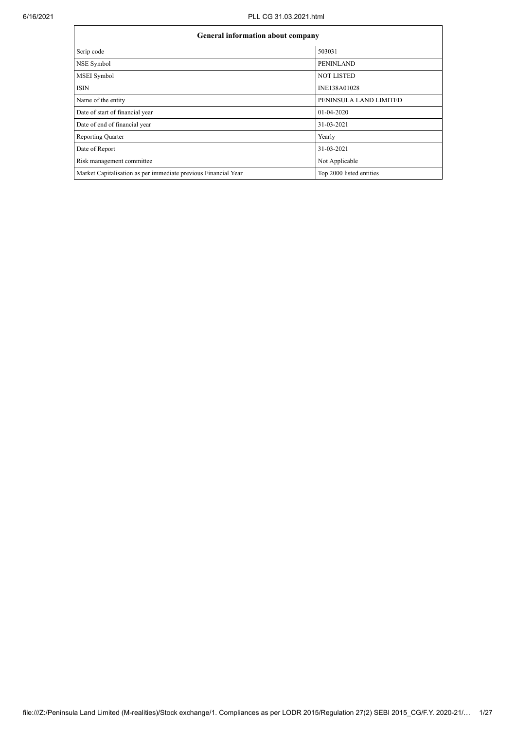| General information about company | |
|---|---|
| Scrip code | 503031 |
| NSE Symbol | PENINLAND |
| MSEI Symbol | NOT LISTED |
| ISIN | INE138A01028 |
| Name of the entity | PENINSULA LAND LIMITED |
| Date of start of financial year | 01-04-2020 |
| Date of end of financial year | 31-03-2021 |
| Reporting Quarter | Yearly |
| Date of Report | 31-03-2021 |
| Risk management committee | Not Applicable |
| Market Capitalisation as per immediate previous Financial Year | Top 2000 listed entities |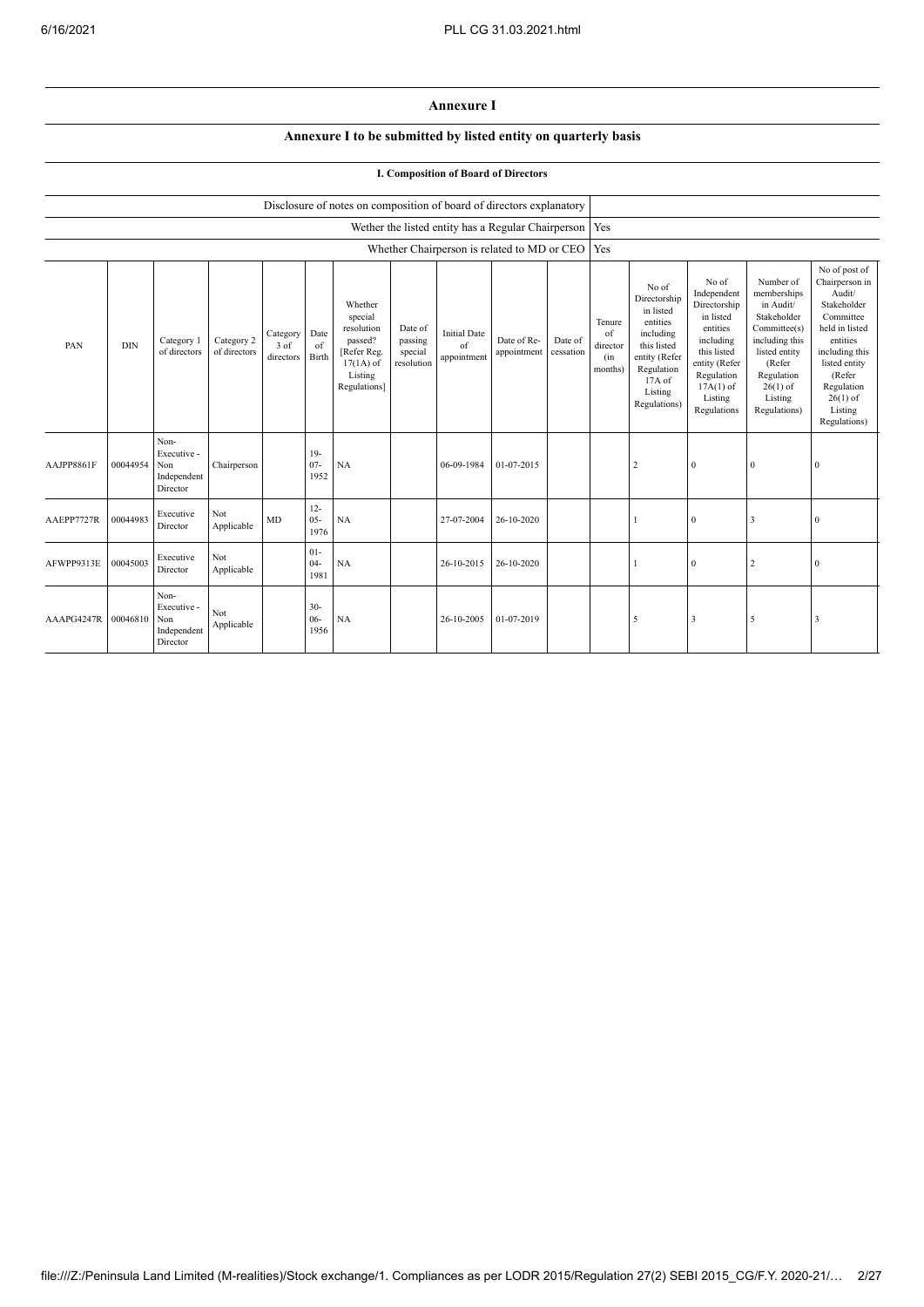# Annexure I

## Annexure I to be submitted by listed entity on quarterly basis

### I. Composition of Board of Directors

| | |
|---|---|
| Disclosure of notes on composition of board of directors explanatory | |
| Wether the listed entity has a Regular Chairperson | Yes |
| Whether Chairperson is related to MD or CEO | Yes |

| PAN | DIN | Category 1 of directors | Category 2 of directors | Category 3 of directors | Date of Birth | Whether special resolution passed? [Refer Reg. 17(1A) of Listing Regulations] | Date of passing special resolution | Initial Date of appointment | Date of Re-appointment | Date of cessation | Tenure of director (in months) | No of Directorship in listed entities including this listed entity (Refer Regulation 17A of Listing Regulations) | No of Independent Directorship in listed entities including this listed entity (Refer Regulation 17A(1) of Listing Regulations | Number of memberships in Audit/ Stakeholder Committee(s) including this listed entity (Refer Regulation 26(1) of Listing Regulations) | No of post of Chairperson in Audit/ Stakeholder Committee held in listed entities including this listed entity (Refer Regulation 26(1) of Listing Regulations) |
|---|---|---|---|---|---|---|---|---|---|---|---|---|---|---|---|
| AAJPP8861F | 00044954 | Non-Executive - Non Independent Director | Chairperson | | 19-07-1952 | NA | | 06-09-1984 | 01-07-2015 | | | 2 | 0 | 0 | 0 |
| AAEPP7727R | 00044983 | Executive Director | Not Applicable | MD | 12-05-1976 | NA | | 27-07-2004 | 26-10-2020 | | | 1 | 0 | 3 | 0 |
| AFWPP9313E | 00045003 | Executive Director | Not Applicable | | 01-04-1981 | NA | | 26-10-2015 | 26-10-2020 | | | 1 | 0 | 2 | 0 |
| AAAPG4247R | 00046810 | Non-Executive - Non Independent Director | Not Applicable | | 30-06-1956 | NA | | 26-10-2005 | 01-07-2019 | | | 5 | 3 | 5 | 3 |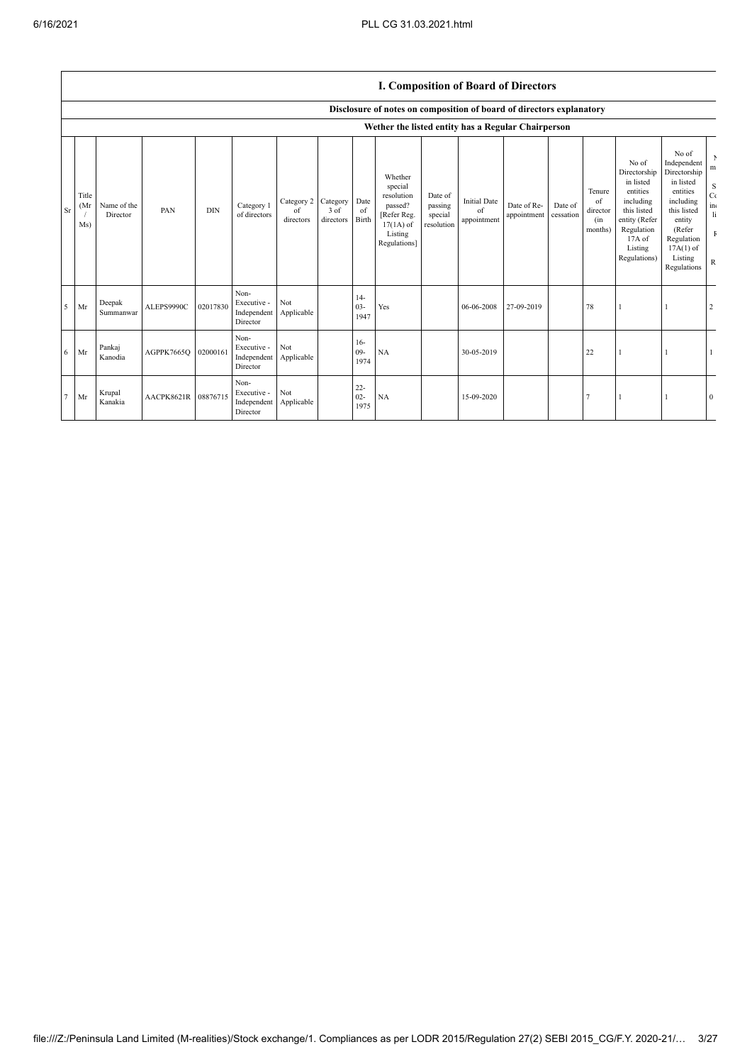## I. Composition of Board of Directors

### Disclosure of notes on composition of board of directors explanatory

### Wether the listed entity has a Regular Chairperson

| Sr | Title (Mr / Ms) | Name of the Director | PAN | DIN | Category 1 of directors | Category 2 of directors | Category 3 of directors | Date of Birth | Whether special resolution passed? [Refer Reg. 17(1A) of Listing Regulations] | Date of passing special resolution | Initial Date of appointment | Date of Re-appointment | Date of cessation | Tenure of director (in months) | No of Directorship in listed entities including this listed entity (Refer Regulation 17A of Listing Regulations) | No of Independent Directorship in listed entities including this listed entity (Refer Regulation 17A(1) of Listing Regulations | N m S C in li F R |
|---|---|---|---|---|---|---|---|---|---|---|---|---|---|---|---|---|---|
| 5 | Mr | Deepak Summanwar | ALEPS9990C | 02017830 | Non-Executive - Independent Director | Not Applicable | | 14-03-1947 | Yes | | 06-06-2008 | 27-09-2019 | | 78 | 1 | 1 | 2 |
| 6 | Mr | Pankaj Kanodia | AGPPK7665Q | 02000161 | Non-Executive - Independent Director | Not Applicable | | 16-09-1974 | NA | | 30-05-2019 | | | 22 | 1 | 1 | 1 |
| 7 | Mr | Krupal Kanakia | AACPK8621R | 08876715 | Non-Executive - Independent Director | Not Applicable | | 22-02-1975 | NA | | 15-09-2020 | | | 7 | 1 | 1 | 0 |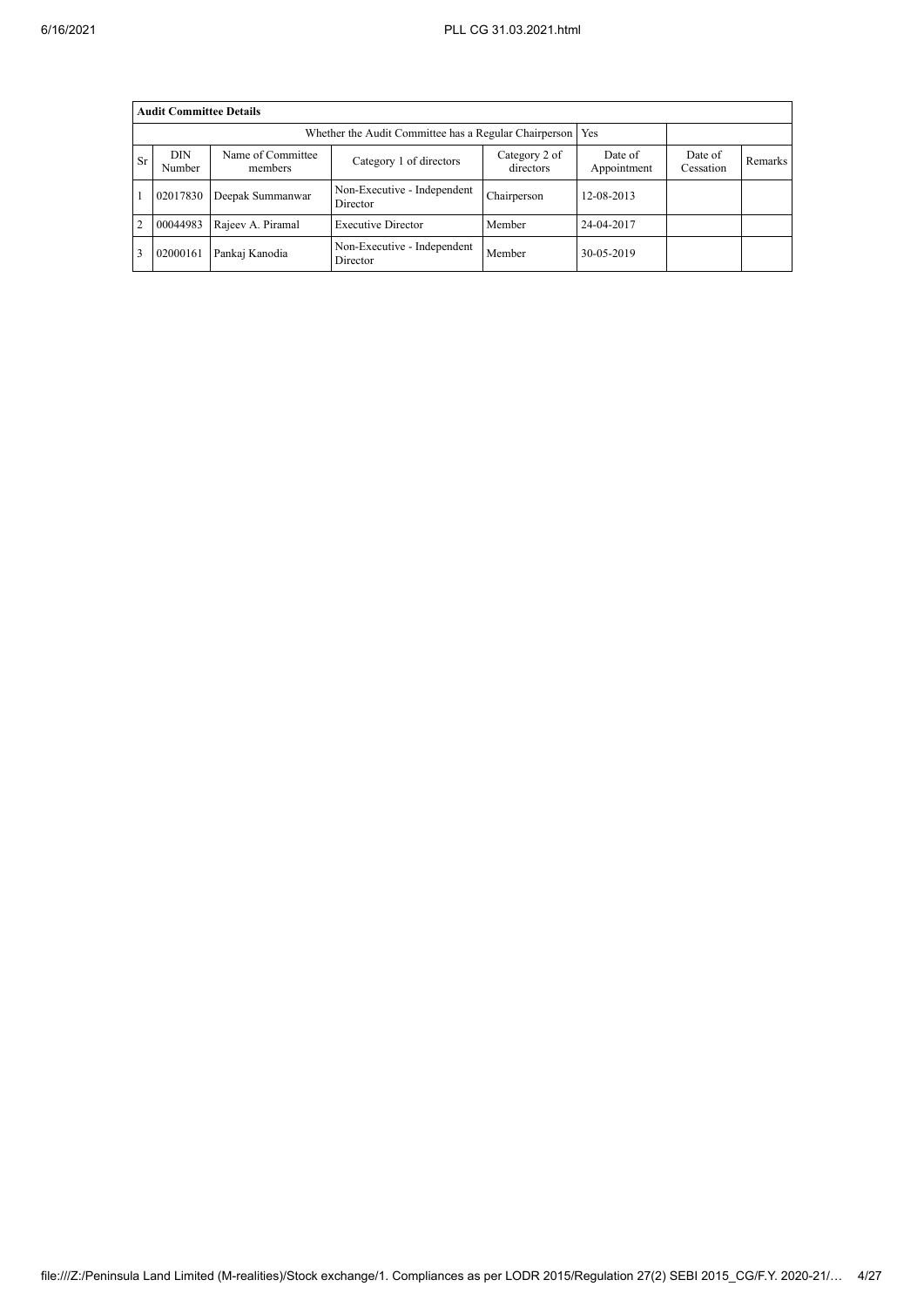| Audit Committee Details | | | | | | | |
|---|---|---|---|---|---|---|---|
| Whether the Audit Committee has a Regular Chairperson | | | | | Yes | | |
| Sr | DIN Number | Name of Committee members | Category 1 of directors | Category 2 of directors | Date of Appointment | Date of Cessation | Remarks |
| 1 | 02017830 | Deepak Summanwar | Non-Executive - Independent Director | Chairperson | 12-08-2013 | | |
| 2 | 00044983 | Rajeev A. Piramal | Executive Director | Member | 24-04-2017 | | |
| 3 | 02000161 | Pankaj Kanodia | Non-Executive - Independent Director | Member | 30-05-2019 | | |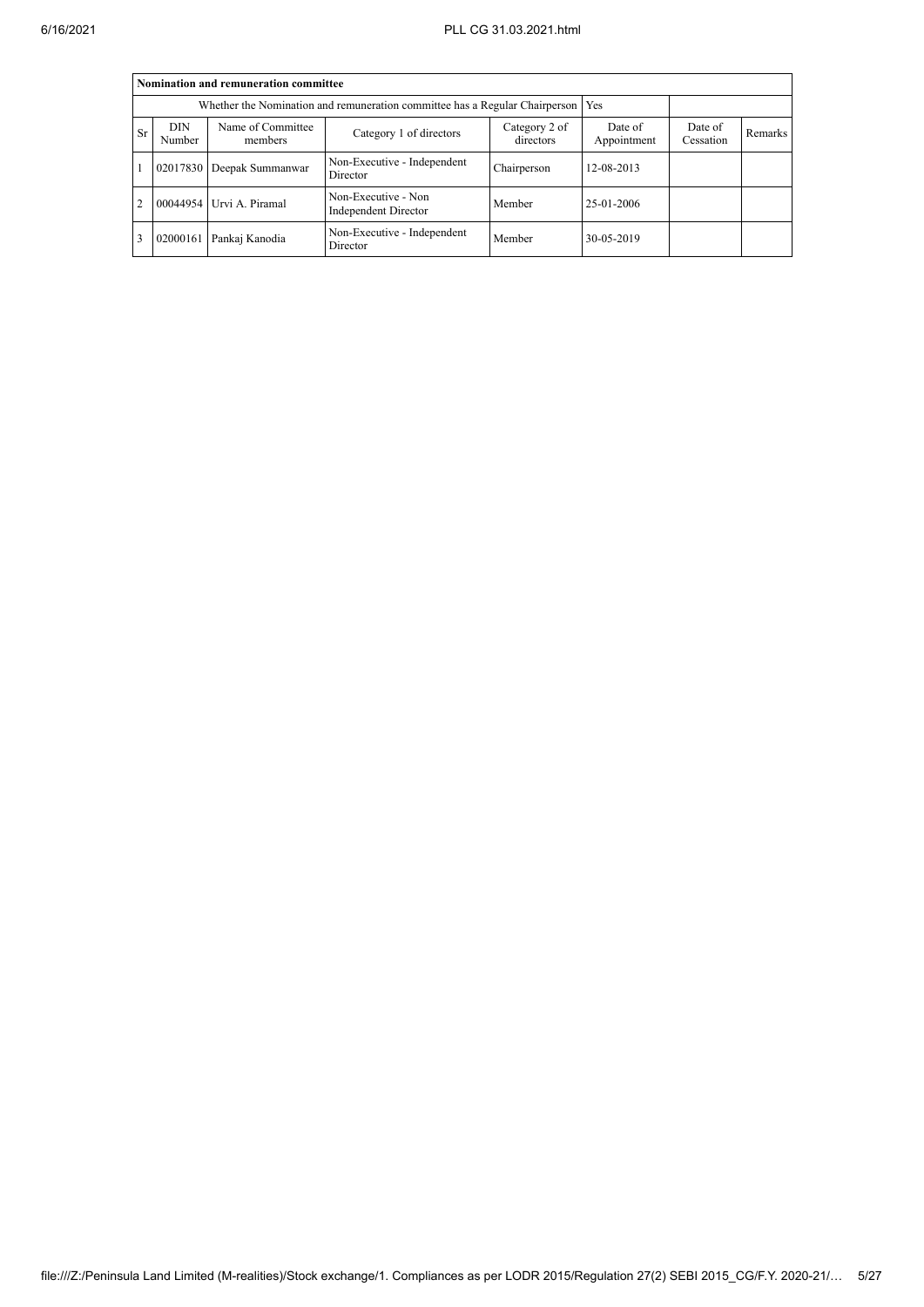| Nomination and remuneration committee | | | | | | | |
|---|---|---|---|---|---|---|---|
| Whether the Nomination and remuneration committee has a Regular Chairperson | | | | | Yes | | |
| Sr | DIN Number | Name of Committee members | Category 1 of directors | Category 2 of directors | Date of Appointment | Date of Cessation | Remarks |
| 1 | 02017830 | Deepak Summanwar | Non-Executive - Independent Director | Chairperson | 12-08-2013 | | |
| 2 | 00044954 | Urvi A. Piramal | Non-Executive - Non Independent Director | Member | 25-01-2006 | | |
| 3 | 02000161 | Pankaj Kanodia | Non-Executive - Independent Director | Member | 30-05-2019 | | |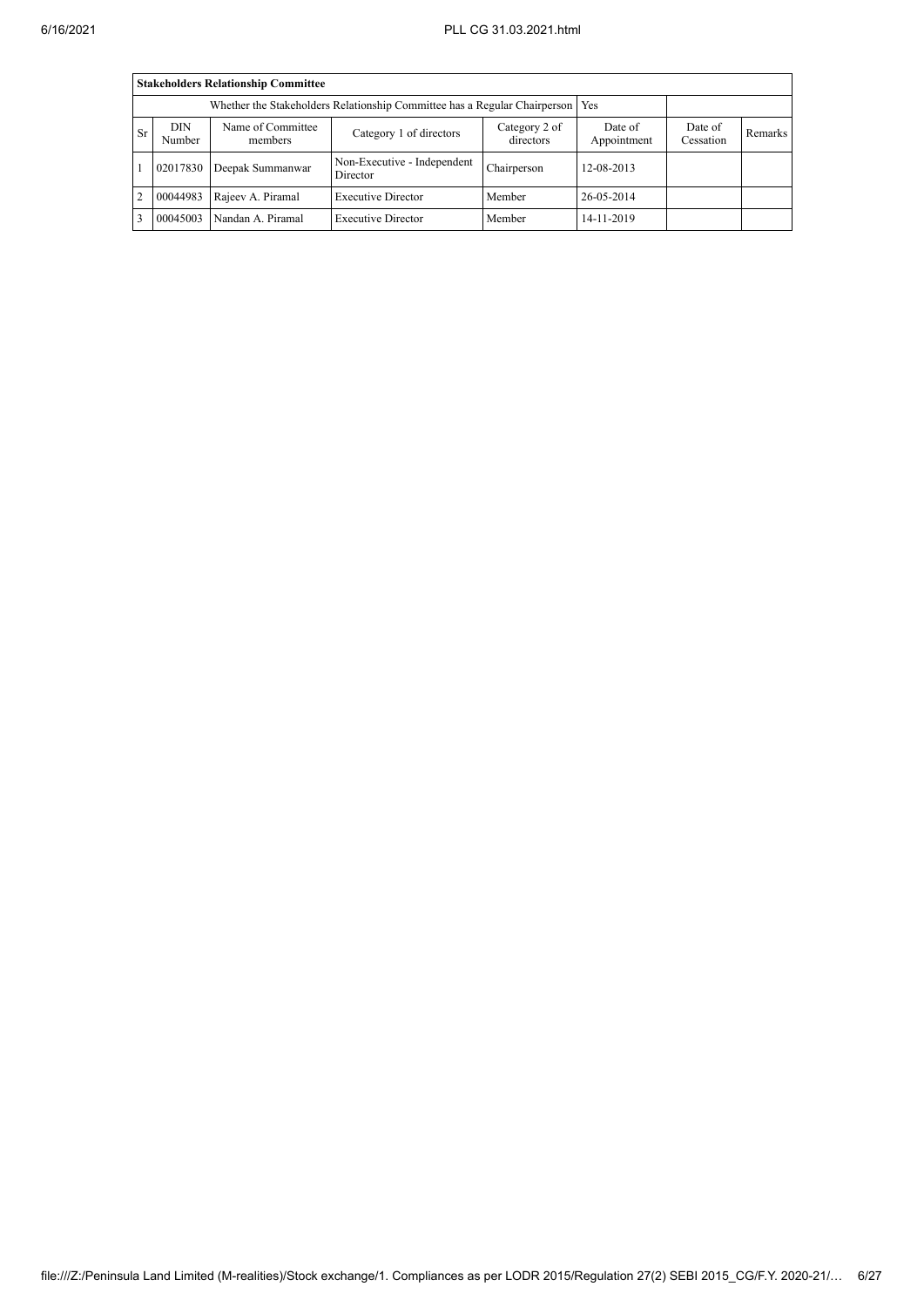| **Stakeholders Relationship Committee** | | | | | | | |
|---|---|---|---|---|---|---|---|
| Whether the Stakeholders Relationship Committee has a Regular Chairperson | | | | | Yes | | |
| Sr | DIN Number | Name of Committee members | Category 1 of directors | Category 2 of directors | Date of Appointment | Date of Cessation | Remarks |
| 1 | 02017830 | Deepak Summanwar | Non-Executive - Independent Director | Chairperson | 12-08-2013 | | |
| 2 | 00044983 | Rajeev A. Piramal | Executive Director | Member | 26-05-2014 | | |
| 3 | 00045003 | Nandan A. Piramal | Executive Director | Member | 14-11-2019 | | |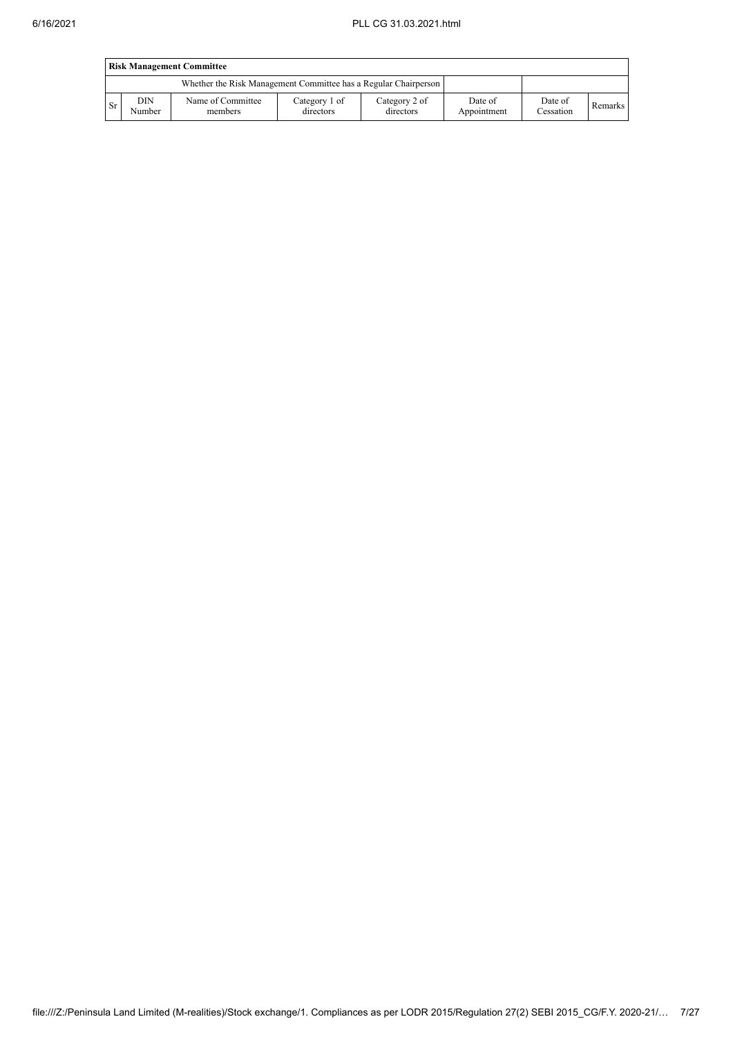| Risk Management Committee | | | | | | | |
|---|---|---|---|---|---|---|---|
| Whether the Risk Management Committee has a Regular Chairperson | | | | | | | |
| Sr | DIN Number | Name of Committee members | Category 1 of directors | Category 2 of directors | Date of Appointment | Date of Cessation | Remarks |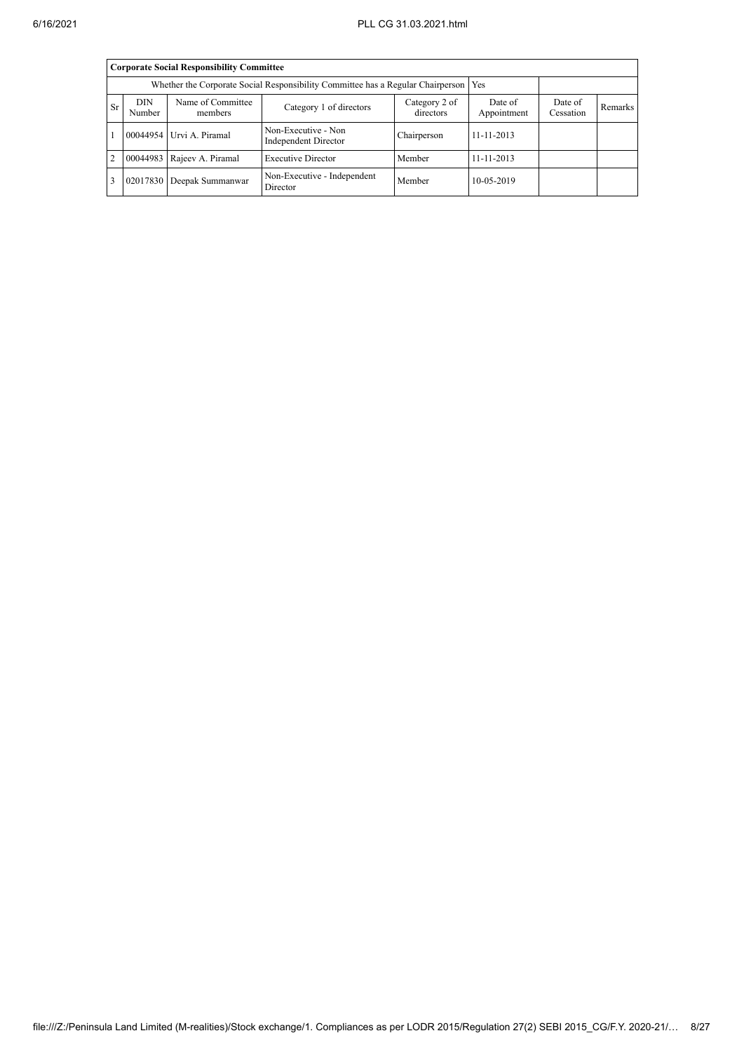| Corporate Social Responsibility Committee | | | | | | | |
|---|---|---|---|---|---|---|---|
| Whether the Corporate Social Responsibility Committee has a Regular Chairperson | | | | | Yes | | |
| Sr | DIN Number | Name of Committee members | Category 1 of directors | Category 2 of directors | Date of Appointment | Date of Cessation | Remarks |
| 1 | 00044954 | Urvi A. Piramal | Non-Executive - Non Independent Director | Chairperson | 11-11-2013 | | |
| 2 | 00044983 | Rajeev A. Piramal | Executive Director | Member | 11-11-2013 | | |
| 3 | 02017830 | Deepak Summanwar | Non-Executive - Independent Director | Member | 10-05-2019 | | |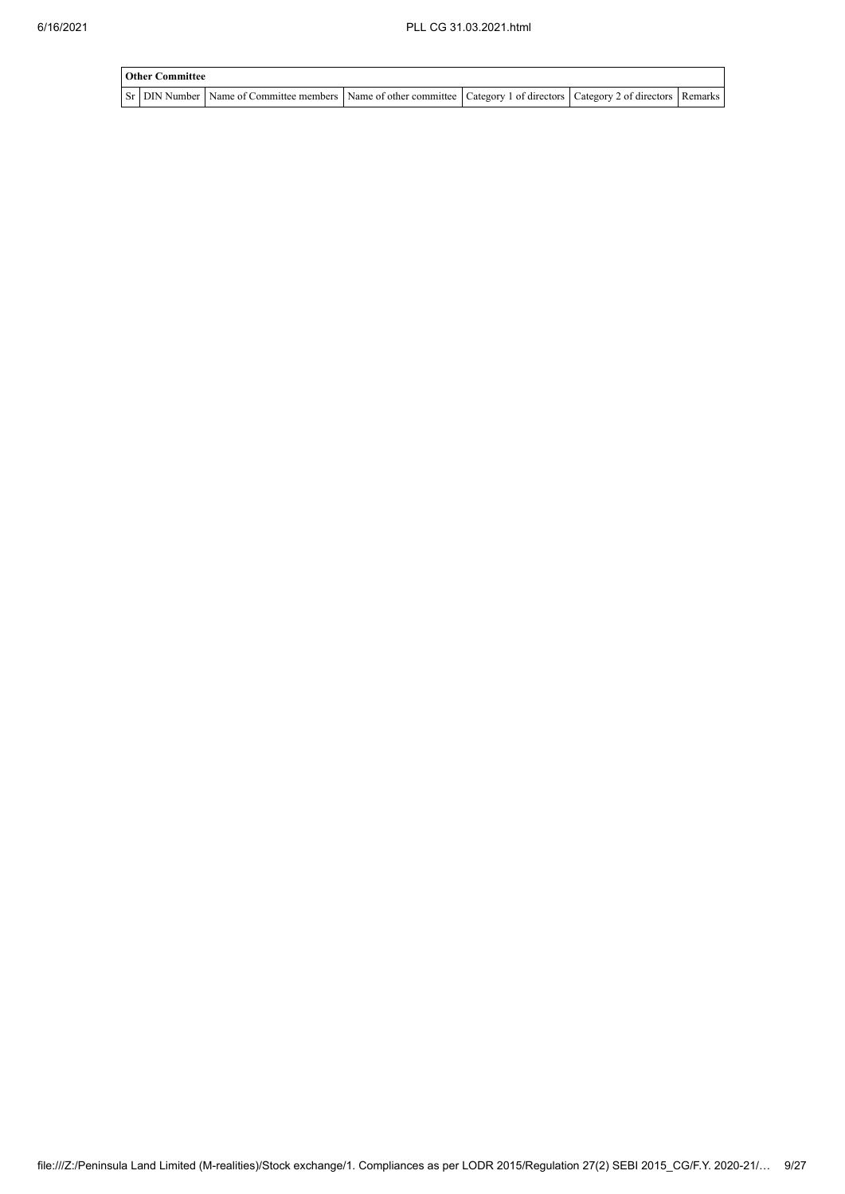| Other Committee | | | | | | |
|---|---|---|---|---|---|---|
| Sr | DIN Number | Name of Committee members | Name of other committee | Category 1 of directors | Category 2 of directors | Remarks |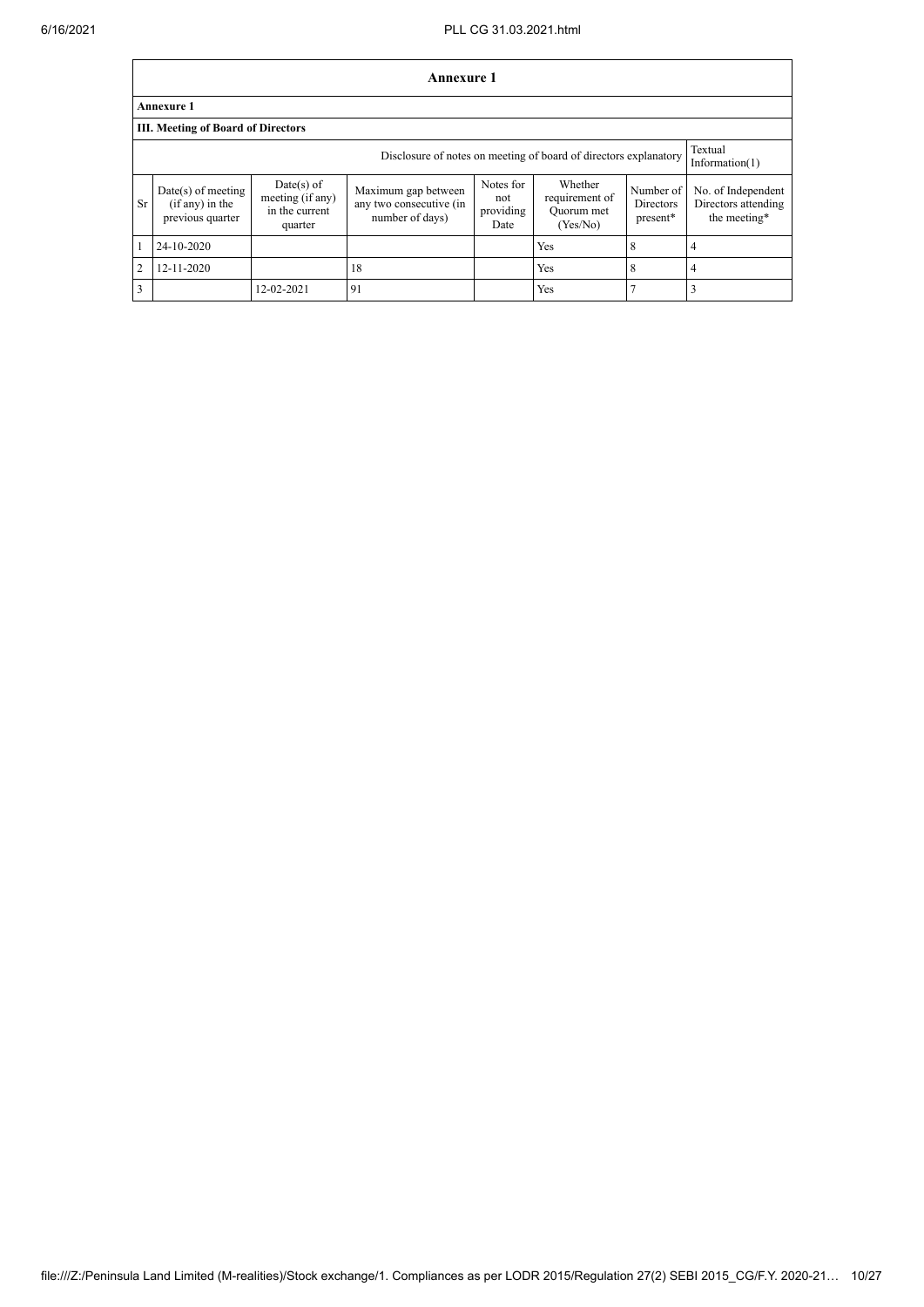# Annexure 1

## Annexure 1

### III. Meeting of Board of Directors

| Disclosure of notes on meeting of board of directors explanatory | | | | | | | Textual Information(1) |
|---|---|---|---|---|---|---|---|
| Sr | Date(s) of meeting (if any) in the previous quarter | Date(s) of meeting (if any) in the current quarter | Maximum gap between any two consecutive (in number of days) | Notes for not providing Date | Whether requirement of Quorum met (Yes/No) | Number of Directors present* | No. of Independent Directors attending the meeting* |
| 1 | 24-10-2020 | | | | Yes | 8 | 4 |
| 2 | 12-11-2020 | | 18 | | Yes | 8 | 4 |
| 3 | | 12-02-2021 | 91 | | Yes | 7 | 3 |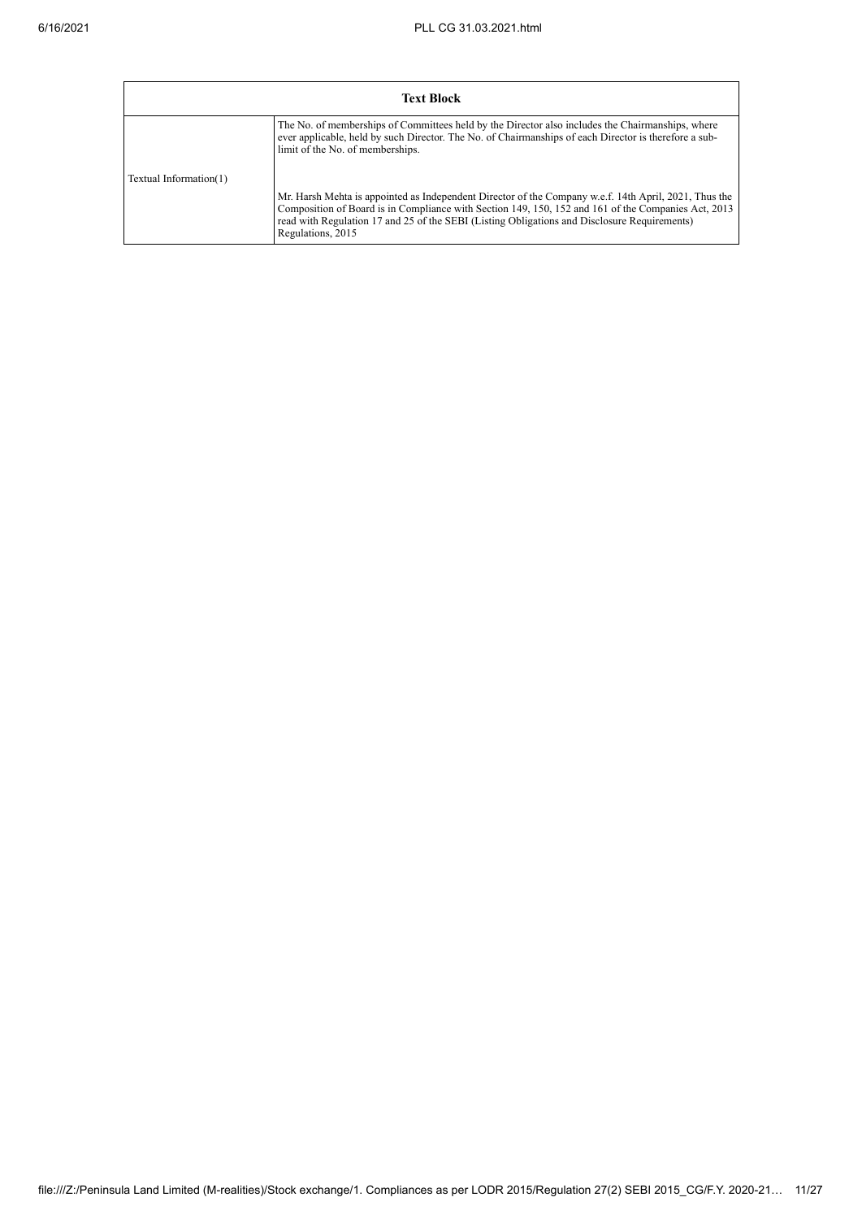| Text Block | |
|---|---|
| Textual Information(1) | The No. of memberships of Committees held by the Director also includes the Chairmanships, where ever applicable, held by such Director. The No. of Chairmanships of each Director is therefore a sub-limit of the No. of memberships.<br><br>Mr. Harsh Mehta is appointed as Independent Director of the Company w.e.f. 14th April, 2021, Thus the Composition of Board is in Compliance with Section 149, 150, 152 and 161 of the Companies Act, 2013 read with Regulation 17 and 25 of the SEBI (Listing Obligations and Disclosure Requirements) Regulations, 2015 |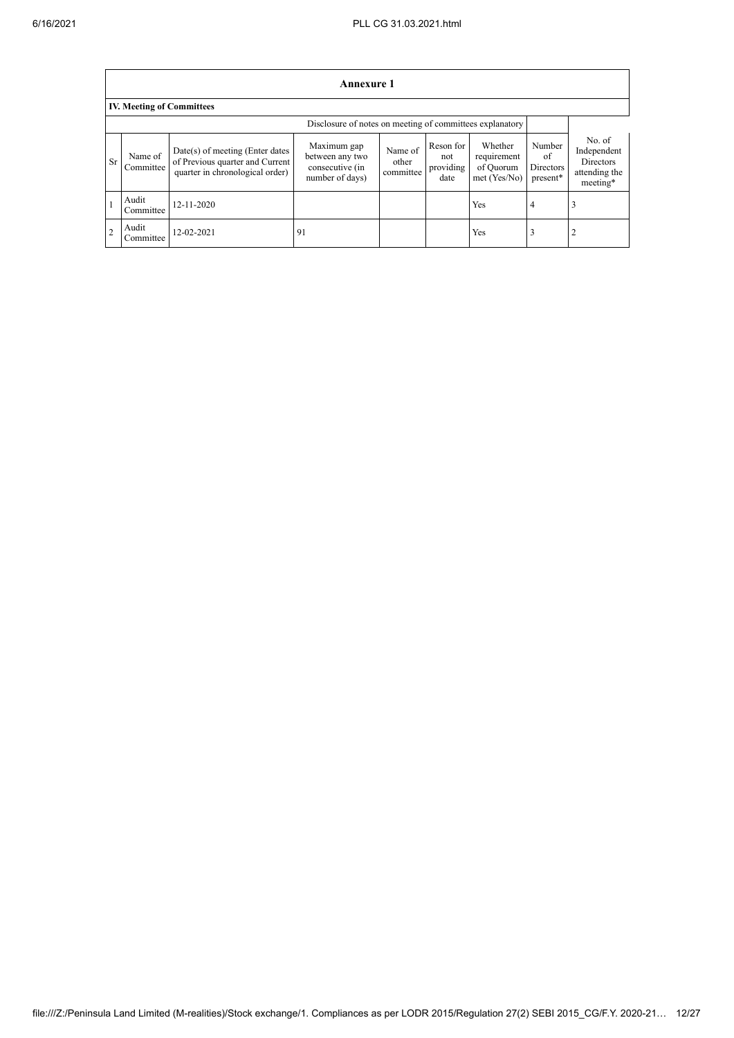## Annexure 1

### IV. Meeting of Committees

| | | | Disclosure of notes on meeting of committees explanatory | | | | | | |
|---|---|---|---|---|---|---|---|---|---|
| Sr | Name of Committee | Date(s) of meeting (Enter dates of Previous quarter and Current quarter in chronological order) | Maximum gap between any two consecutive (in number of days) | Name of other committee | Reson for not providing date | Whether requirement of Quorum met (Yes/No) | Number of Directors present* | No. of Independent Directors attending the meeting* |
| 1 | Audit Committee | 12-11-2020 | | | | Yes | 4 | 3 |
| 2 | Audit Committee | 12-02-2021 | 91 | | | Yes | 3 | 2 |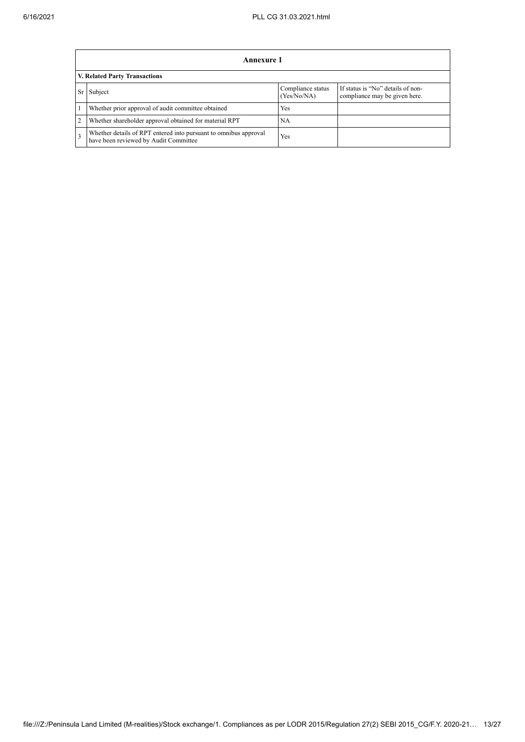| Annexure 1 | | | |
|---|---|---|---|
| **V. Related Party Transactions** | | | |
| Sr | Subject | Compliance status (Yes/No/NA) | If status is "No" details of non-compliance may be given here. |
| 1 | Whether prior approval of audit committee obtained | Yes | |
| 2 | Whether shareholder approval obtained for material RPT | NA | |
| 3 | Whether details of RPT entered into pursuant to omnibus approval have been reviewed by Audit Committee | Yes | |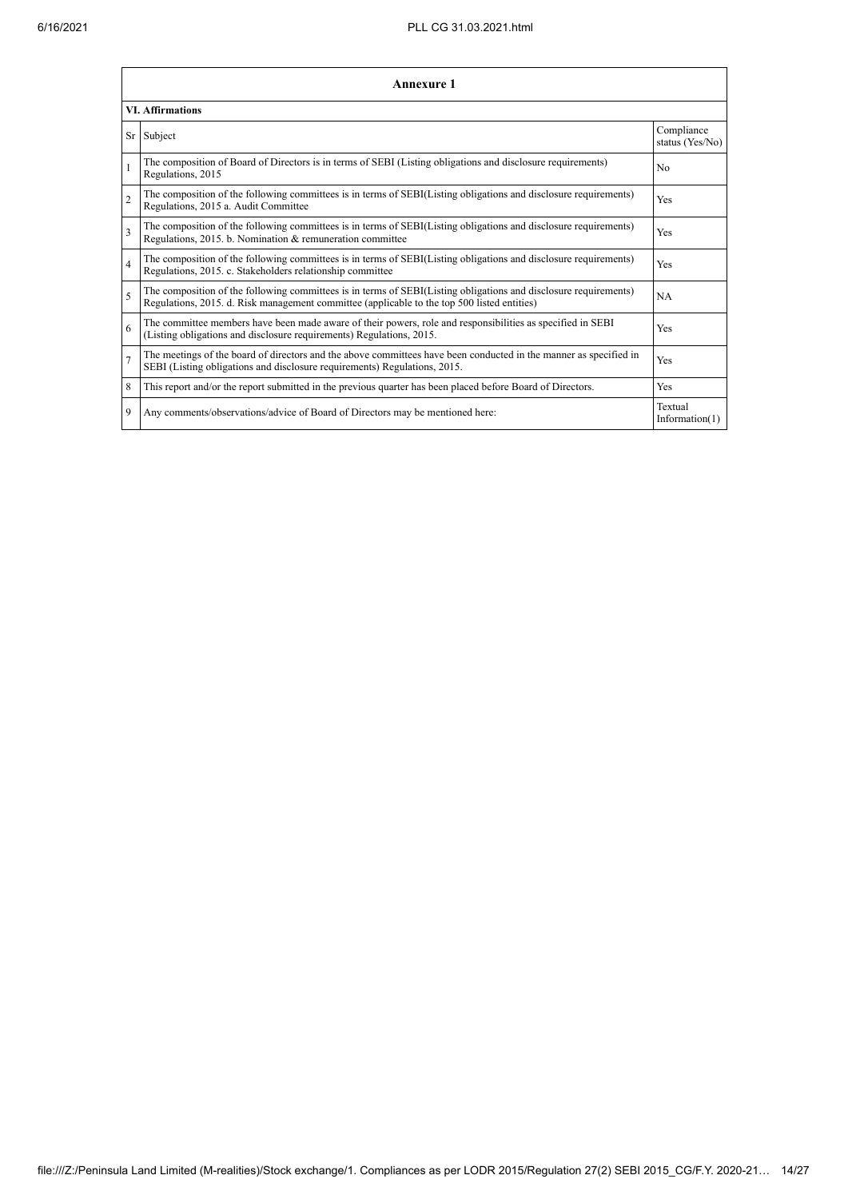## Annexure 1

### VI. Affirmations

| Sr | Subject | Compliance status (Yes/No) |
|---|---|---|
| 1 | The composition of Board of Directors is in terms of SEBI (Listing obligations and disclosure requirements) Regulations, 2015 | No |
| 2 | The composition of the following committees is in terms of SEBI(Listing obligations and disclosure requirements) Regulations, 2015 a. Audit Committee | Yes |
| 3 | The composition of the following committees is in terms of SEBI(Listing obligations and disclosure requirements) Regulations, 2015. b. Nomination & remuneration committee | Yes |
| 4 | The composition of the following committees is in terms of SEBI(Listing obligations and disclosure requirements) Regulations, 2015. c. Stakeholders relationship committee | Yes |
| 5 | The composition of the following committees is in terms of SEBI(Listing obligations and disclosure requirements) Regulations, 2015. d. Risk management committee (applicable to the top 500 listed entities) | NA |
| 6 | The committee members have been made aware of their powers, role and responsibilities as specified in SEBI (Listing obligations and disclosure requirements) Regulations, 2015. | Yes |
| 7 | The meetings of the board of directors and the above committees have been conducted in the manner as specified in SEBI (Listing obligations and disclosure requirements) Regulations, 2015. | Yes |
| 8 | This report and/or the report submitted in the previous quarter has been placed before Board of Directors. | Yes |
| 9 | Any comments/observations/advice of Board of Directors may be mentioned here: | Textual Information(1) |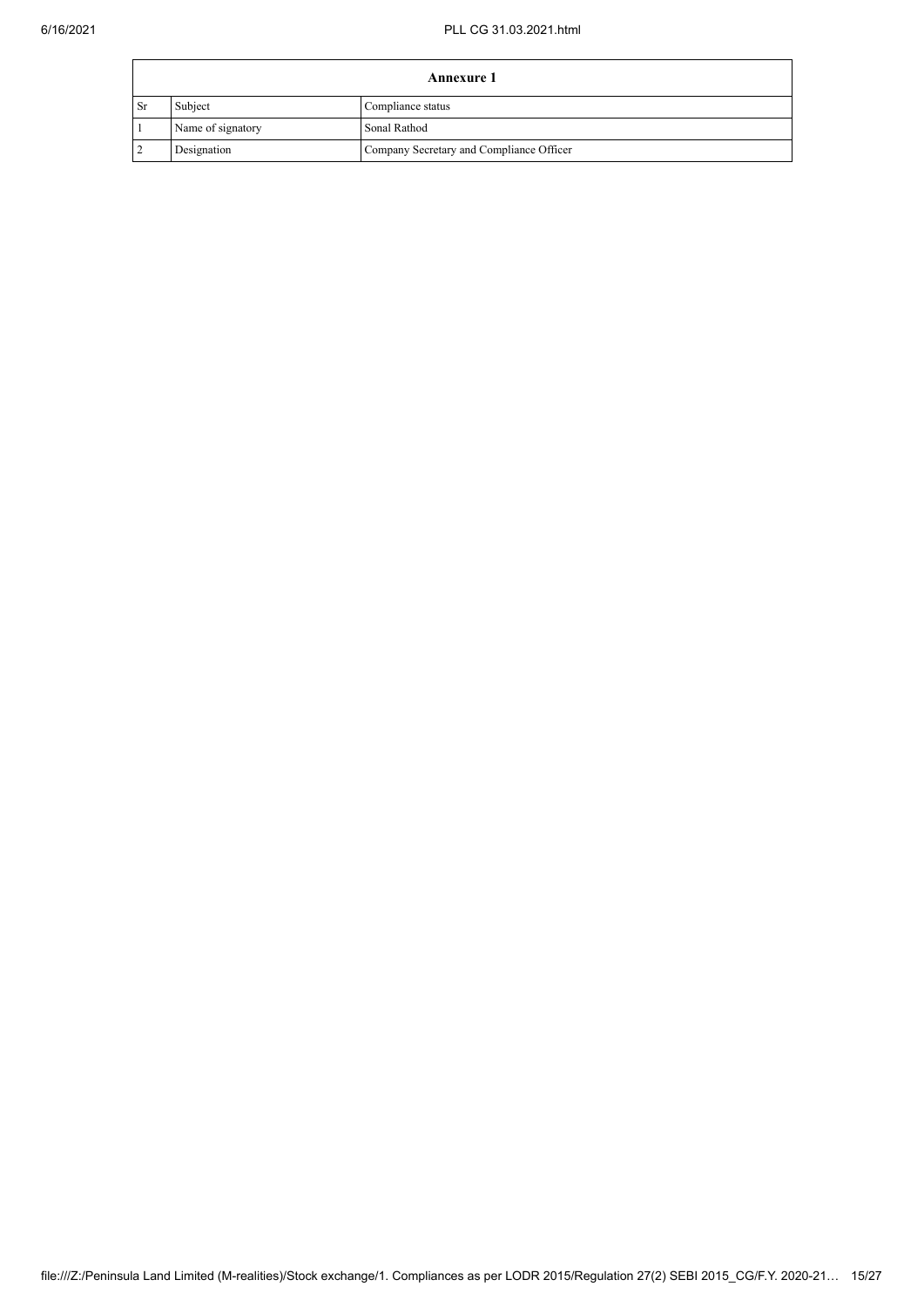| Annexure 1 | | |
|---|---|---|
| Sr | Subject | Compliance status |
| 1 | Name of signatory | Sonal Rathod |
| 2 | Designation | Company Secretary and Compliance Officer |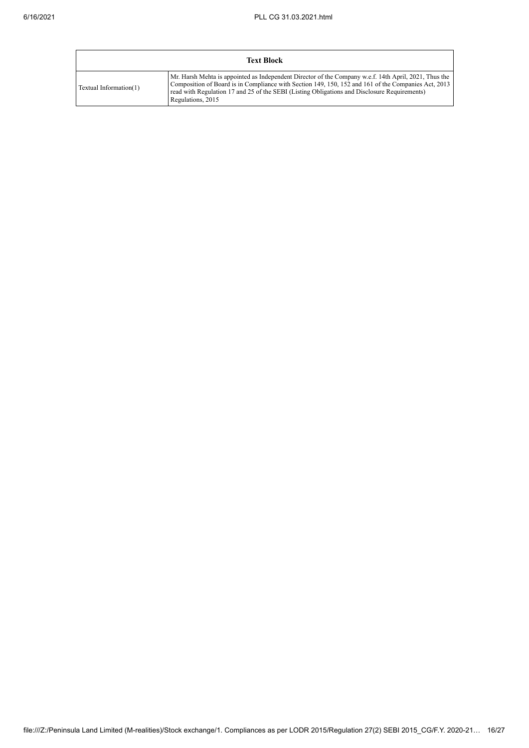| Text Block | |
|---|---|
| Textual Information(1) | Mr. Harsh Mehta is appointed as Independent Director of the Company w.e.f. 14th April, 2021, Thus the Composition of Board is in Compliance with Section 149, 150, 152 and 161 of the Companies Act, 2013 read with Regulation 17 and 25 of the SEBI (Listing Obligations and Disclosure Requirements) Regulations, 2015 |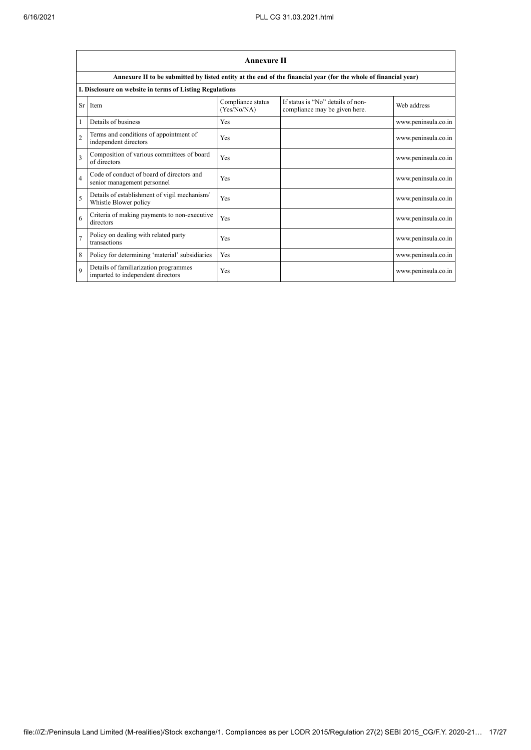| Annexure II | | | | |
|---|---|---|---|---|
| Annexure II to be submitted by listed entity at the end of the financial year (for the whole of financial year) | | | | |
| I. Disclosure on website in terms of Listing Regulations | | | | |
| Sr | Item | Compliance status (Yes/No/NA) | If status is "No" details of non-compliance may be given here. | Web address |
| 1 | Details of business | Yes | | www.peninsula.co.in |
| 2 | Terms and conditions of appointment of independent directors | Yes | | www.peninsula.co.in |
| 3 | Composition of various committees of board of directors | Yes | | www.peninsula.co.in |
| 4 | Code of conduct of board of directors and senior management personnel | Yes | | www.peninsula.co.in |
| 5 | Details of establishment of vigil mechanism/ Whistle Blower policy | Yes | | www.peninsula.co.in |
| 6 | Criteria of making payments to non-executive directors | Yes | | www.peninsula.co.in |
| 7 | Policy on dealing with related party transactions | Yes | | www.peninsula.co.in |
| 8 | Policy for determining 'material' subsidiaries | Yes | | www.peninsula.co.in |
| 9 | Details of familiarization programmes imparted to independent directors | Yes | | www.peninsula.co.in |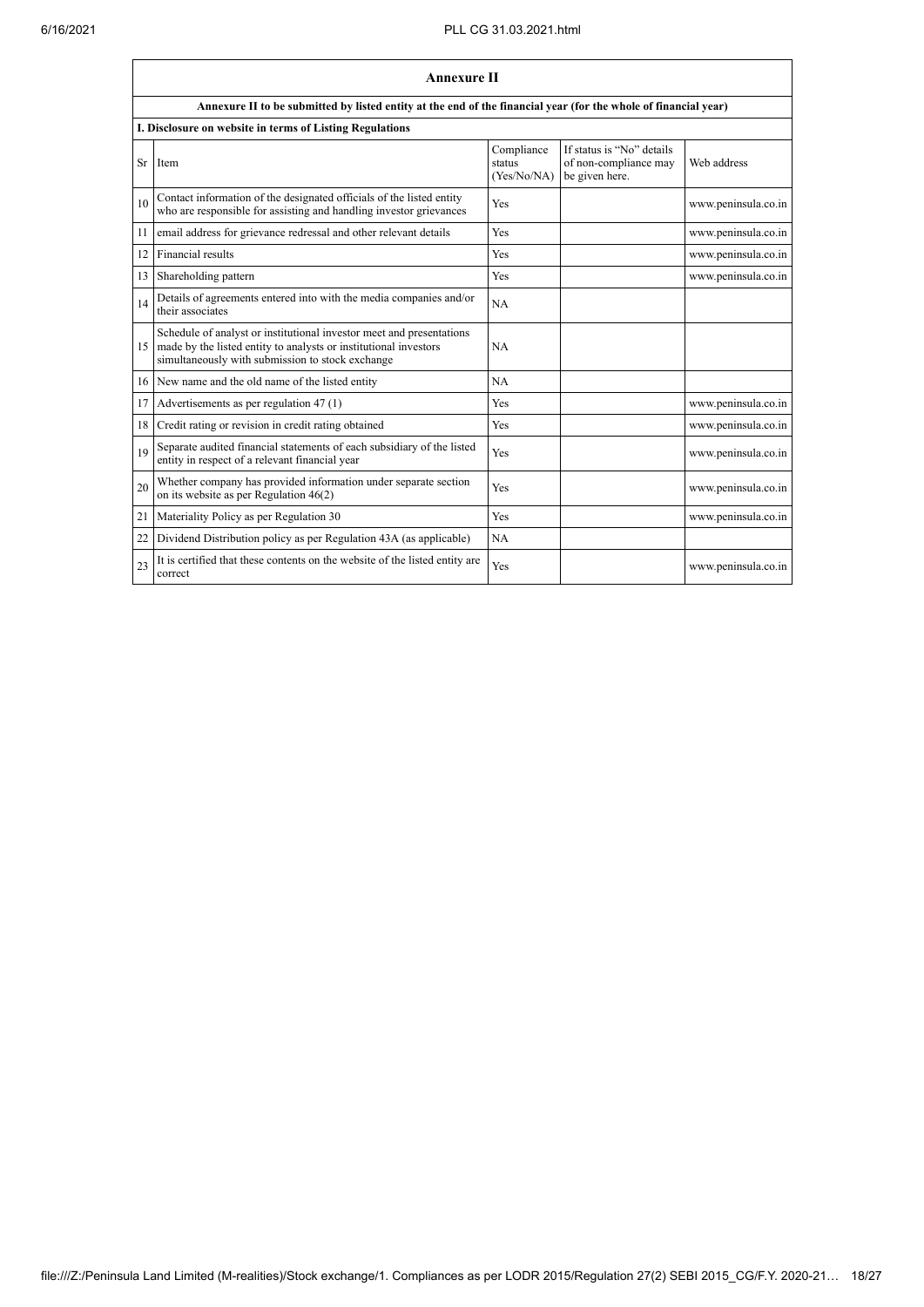| Annexure II | | | | |
|---|---|---|---|---|
| **Annexure II to be submitted by listed entity at the end of the financial year (for the whole of financial year)** | | | | |
| **I. Disclosure on website in terms of Listing Regulations** | | | | |
| Sr | Item | Compliance status (Yes/No/NA) | If status is "No" details of non-compliance may be given here. | Web address |
| 10 | Contact information of the designated officials of the listed entity who are responsible for assisting and handling investor grievances | Yes | | www.peninsula.co.in |
| 11 | email address for grievance redressal and other relevant details | Yes | | www.peninsula.co.in |
| 12 | Financial results | Yes | | www.peninsula.co.in |
| 13 | Shareholding pattern | Yes | | www.peninsula.co.in |
| 14 | Details of agreements entered into with the media companies and/or their associates | NA | | |
| 15 | Schedule of analyst or institutional investor meet and presentations made by the listed entity to analysts or institutional investors simultaneously with submission to stock exchange | NA | | |
| 16 | New name and the old name of the listed entity | NA | | |
| 17 | Advertisements as per regulation 47 (1) | Yes | | www.peninsula.co.in |
| 18 | Credit rating or revision in credit rating obtained | Yes | | www.peninsula.co.in |
| 19 | Separate audited financial statements of each subsidiary of the listed entity in respect of a relevant financial year | Yes | | www.peninsula.co.in |
| 20 | Whether company has provided information under separate section on its website as per Regulation 46(2) | Yes | | www.peninsula.co.in |
| 21 | Materiality Policy as per Regulation 30 | Yes | | www.peninsula.co.in |
| 22 | Dividend Distribution policy as per Regulation 43A (as applicable) | NA | | |
| 23 | It is certified that these contents on the website of the listed entity are correct | Yes | | www.peninsula.co.in |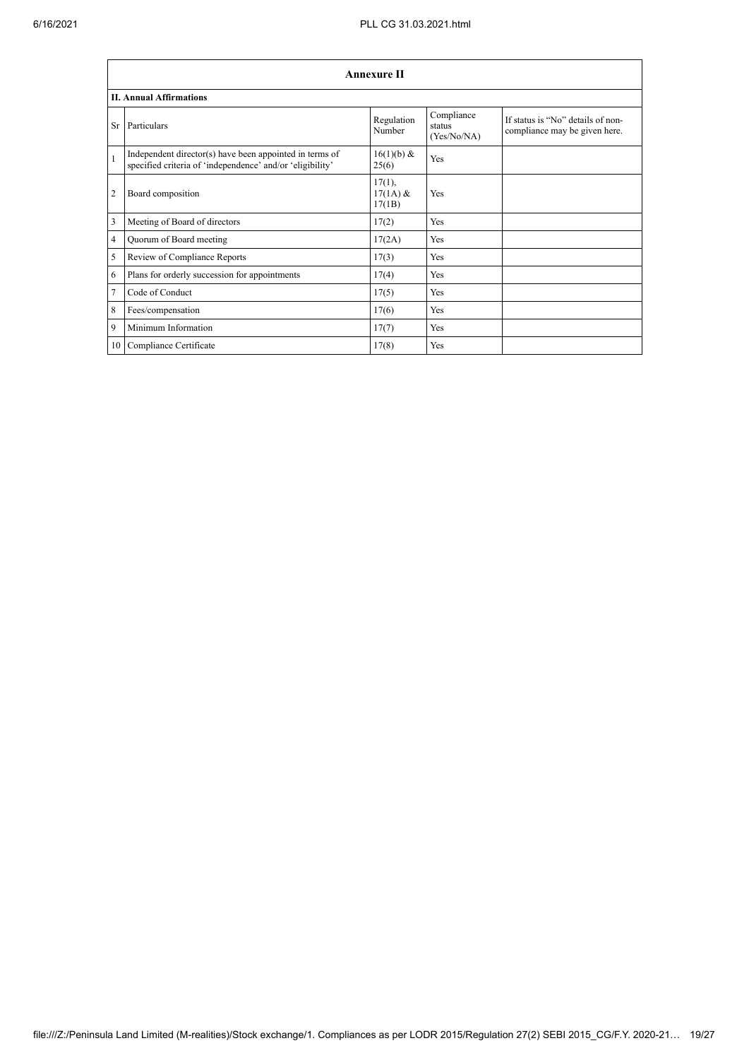## Annexure II

### II. Annual Affirmations

| Sr | Particulars | Regulation Number | Compliance status (Yes/No/NA) | If status is "No" details of non-compliance may be given here. |
|---|---|---|---|---|
| 1 | Independent director(s) have been appointed in terms of specified criteria of 'independence' and/or 'eligibility' | 16(1)(b) & 25(6) | Yes | |
| 2 | Board composition | 17(1), 17(1A) & 17(1B) | Yes | |
| 3 | Meeting of Board of directors | 17(2) | Yes | |
| 4 | Quorum of Board meeting | 17(2A) | Yes | |
| 5 | Review of Compliance Reports | 17(3) | Yes | |
| 6 | Plans for orderly succession for appointments | 17(4) | Yes | |
| 7 | Code of Conduct | 17(5) | Yes | |
| 8 | Fees/compensation | 17(6) | Yes | |
| 9 | Minimum Information | 17(7) | Yes | |
| 10 | Compliance Certificate | 17(8) | Yes | |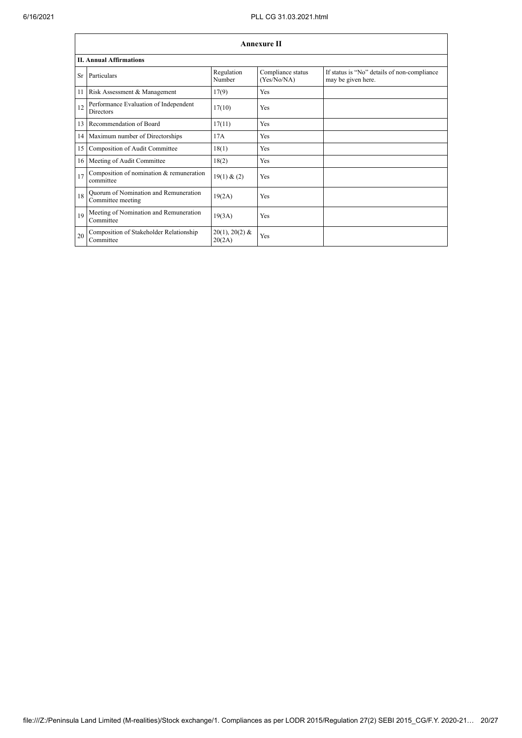| Annexure II | | | | |
|---|---|---|---|---|
| **II. Annual Affirmations** | | | | |
| Sr | Particulars | Regulation Number | Compliance status (Yes/No/NA) | If status is “No” details of non-compliance may be given here. |
| 11 | Risk Assessment & Management | 17(9) | Yes | |
| 12 | Performance Evaluation of Independent Directors | 17(10) | Yes | |
| 13 | Recommendation of Board | 17(11) | Yes | |
| 14 | Maximum number of Directorships | 17A | Yes | |
| 15 | Composition of Audit Committee | 18(1) | Yes | |
| 16 | Meeting of Audit Committee | 18(2) | Yes | |
| 17 | Composition of nomination & remuneration committee | 19(1) & (2) | Yes | |
| 18 | Quorum of Nomination and Remuneration Committee meeting | 19(2A) | Yes | |
| 19 | Meeting of Nomination and Remuneration Committee | 19(3A) | Yes | |
| 20 | Composition of Stakeholder Relationship Committee | 20(1), 20(2) & 20(2A) | Yes | |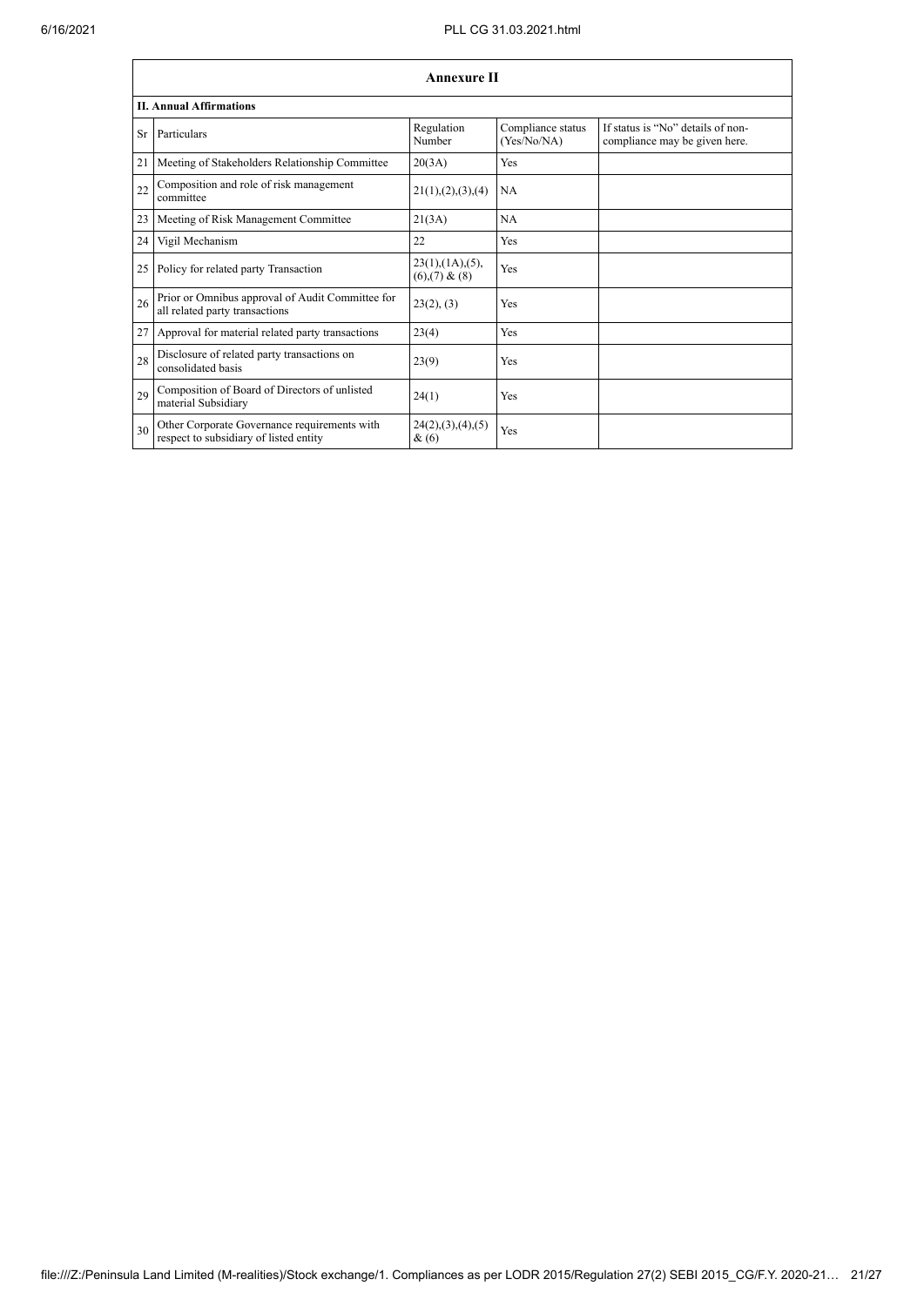## Annexure II

| II. Annual Affirmations | | | | |
|---|---|---|---|---|
| Sr | Particulars | Regulation Number | Compliance status (Yes/No/NA) | If status is "No" details of non-compliance may be given here. |
| 21 | Meeting of Stakeholders Relationship Committee | 20(3A) | Yes | |
| 22 | Composition and role of risk management committee | 21(1),(2),(3),(4) | NA | |
| 23 | Meeting of Risk Management Committee | 21(3A) | NA | |
| 24 | Vigil Mechanism | 22 | Yes | |
| 25 | Policy for related party Transaction | 23(1),(1A),(5),(6),(7) & (8) | Yes | |
| 26 | Prior or Omnibus approval of Audit Committee for all related party transactions | 23(2), (3) | Yes | |
| 27 | Approval for material related party transactions | 23(4) | Yes | |
| 28 | Disclosure of related party transactions on consolidated basis | 23(9) | Yes | |
| 29 | Composition of Board of Directors of unlisted material Subsidiary | 24(1) | Yes | |
| 30 | Other Corporate Governance requirements with respect to subsidiary of listed entity | 24(2),(3),(4),(5) & (6) | Yes | |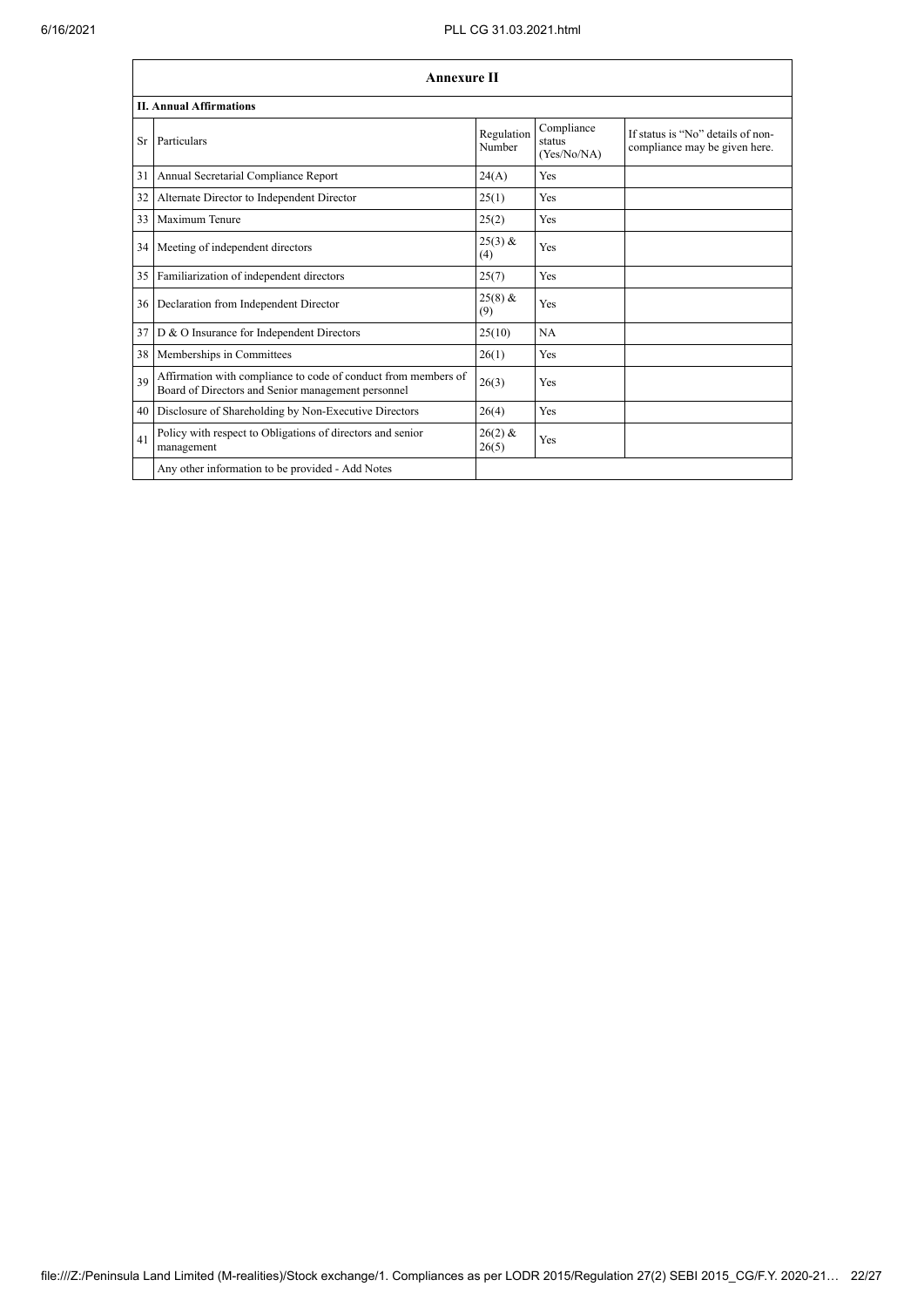## Annexure II

### II. Annual Affirmations

| Sr | Particulars | Regulation Number | Compliance status (Yes/No/NA) | If status is "No" details of non-compliance may be given here. |
|---|---|---|---|---|
| 31 | Annual Secretarial Compliance Report | 24(A) | Yes | |
| 32 | Alternate Director to Independent Director | 25(1) | Yes | |
| 33 | Maximum Tenure | 25(2) | Yes | |
| 34 | Meeting of independent directors | 25(3) & (4) | Yes | |
| 35 | Familiarization of independent directors | 25(7) | Yes | |
| 36 | Declaration from Independent Director | 25(8) & (9) | Yes | |
| 37 | D & O Insurance for Independent Directors | 25(10) | NA | |
| 38 | Memberships in Committees | 26(1) | Yes | |
| 39 | Affirmation with compliance to code of conduct from members of Board of Directors and Senior management personnel | 26(3) | Yes | |
| 40 | Disclosure of Shareholding by Non-Executive Directors | 26(4) | Yes | |
| 41 | Policy with respect to Obligations of directors and senior management | 26(2) & 26(5) | Yes | |
| | Any other information to be provided - Add Notes | | | |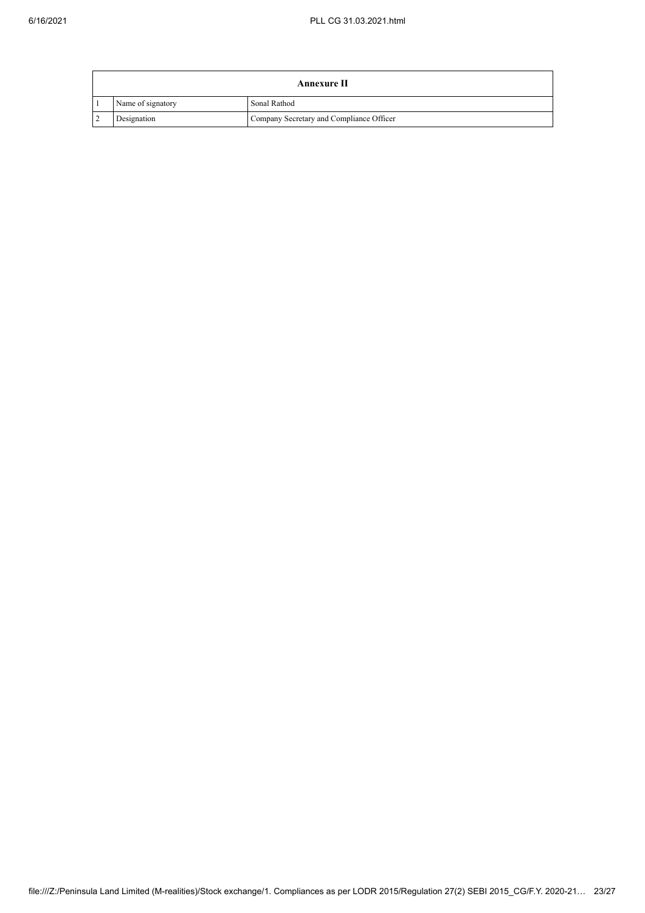| Annexure II | | |
|---|---|---|
| 1 | Name of signatory | Sonal Rathod |
| 2 | Designation | Company Secretary and Compliance Officer |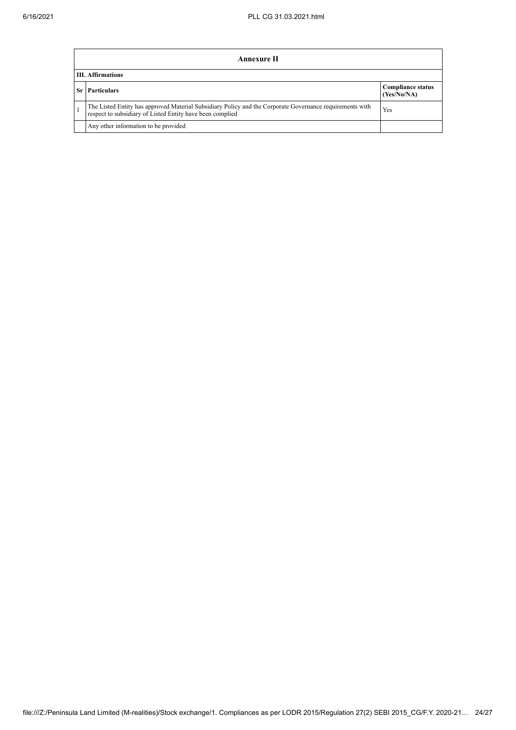| Annexure II | | |
|---|---|---|
| **III. Affirmations** | | |
| **Sr** | **Particulars** | **Compliance status (Yes/No/NA)** |
| 1 | The Listed Entity has approved Material Subsidiary Policy and the Corporate Governance requirements with respect to subsidiary of Listed Entity have been complied | Yes |
| | Any other information to be provided | |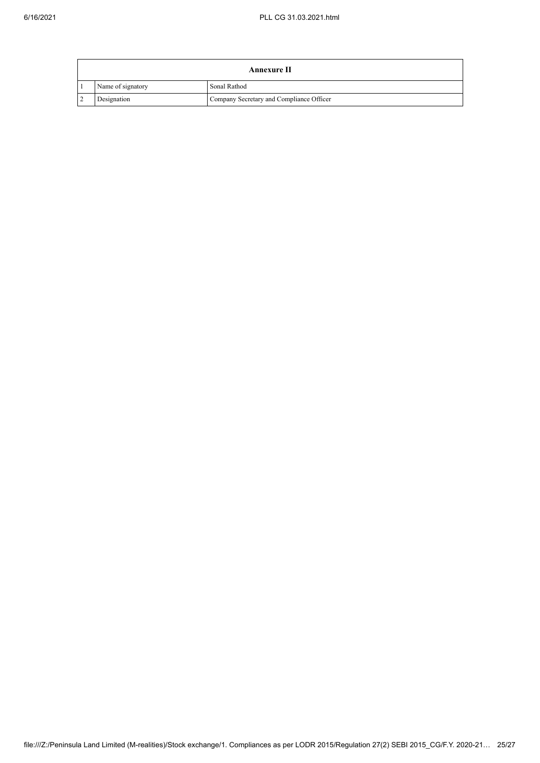| Annexure II | | |
|---|---|---|
| 1 | Name of signatory | Sonal Rathod |
| 2 | Designation | Company Secretary and Compliance Officer |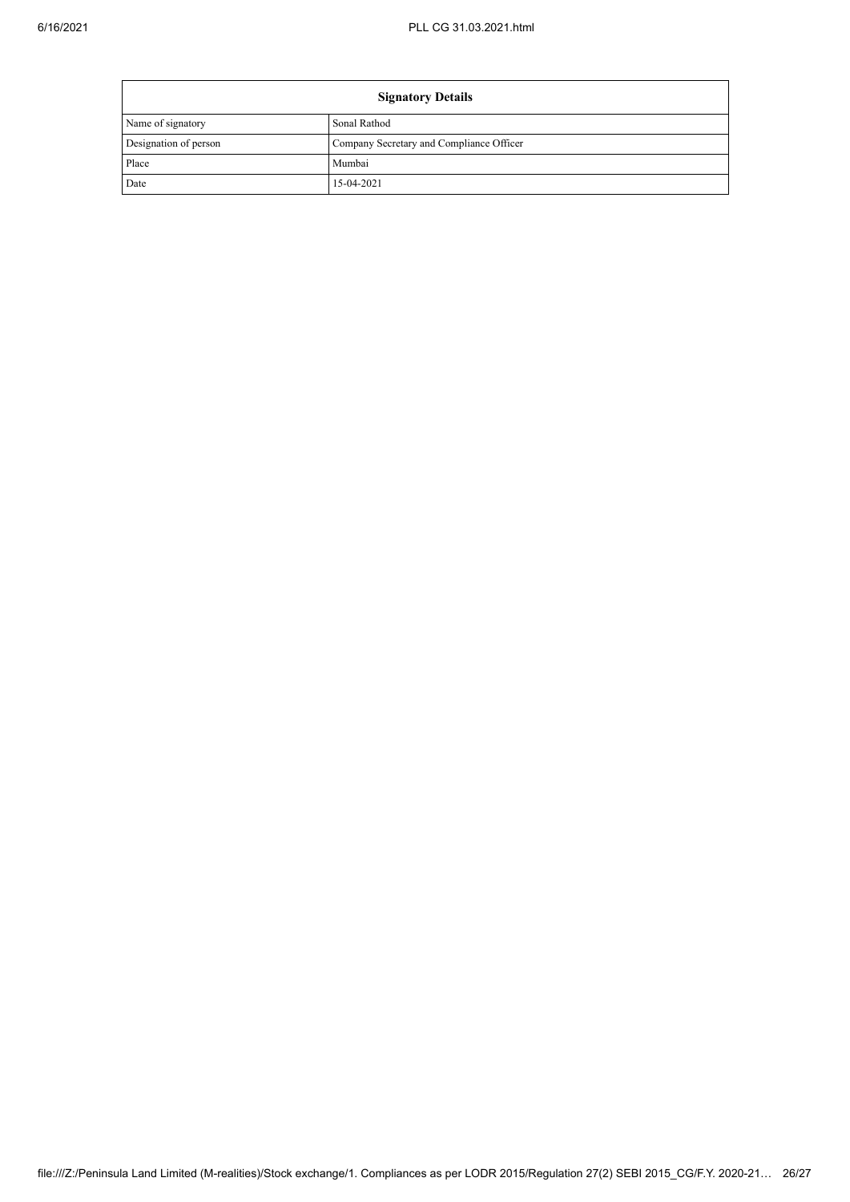| Signatory Details | |
| --- | --- |
| Name of signatory | Sonal Rathod |
| Designation of person | Company Secretary and Compliance Officer |
| Place | Mumbai |
| Date | 15-04-2021 |